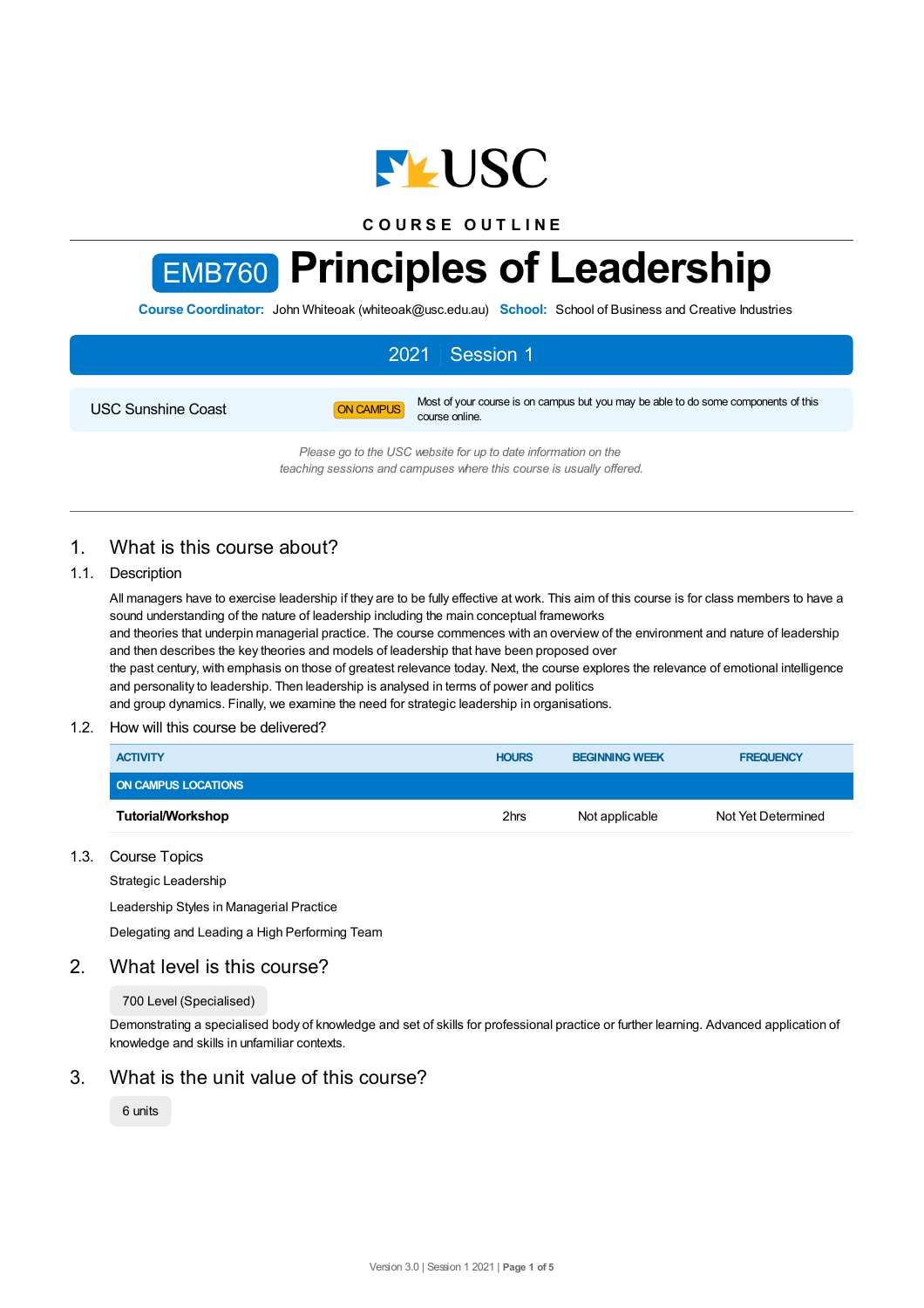USC

COURSE OUTLINE

# EMB760 Principles of Leadership

**Course Coordinator:** John Whiteoak (whiteoak@usc.edu.au) **School:** School of Business and Creative Industries

| 2021 | Session 1 |
|---|---|
| USC Sunshine Coast | ON CAMPUS — Most of your course is on campus but you may be able to do some components of this course online. |

*Please go to the USC website for up to date information on the teaching sessions and campuses where this course is usually offered.*

## 1. What is this course about?

### 1.1. Description

All managers have to exercise leadership if they are to be fully effective at work. This aim of this course is for class members to have a sound understanding of the nature of leadership including the main conceptual frameworks and theories that underpin managerial practice. The course commences with an overview of the environment and nature of leadership and then describes the key theories and models of leadership that have been proposed over the past century, with emphasis on those of greatest relevance today. Next, the course explores the relevance of emotional intelligence and personality to leadership. Then leadership is analysed in terms of power and politics and group dynamics. Finally, we examine the need for strategic leadership in organisations.

### 1.2. How will this course be delivered?

| ACTIVITY | HOURS | BEGINNING WEEK | FREQUENCY |
|---|---|---|---|
| **ON CAMPUS LOCATIONS** | | | |
| **Tutorial/Workshop** | 2hrs | Not applicable | Not Yet Determined |

### 1.3. Course Topics

Strategic Leadership

Leadership Styles in Managerial Practice

Delegating and Leading a High Performing Team

## 2. What level is this course?

700 Level (Specialised)

Demonstrating a specialised body of knowledge and set of skills for professional practice or further learning. Advanced application of knowledge and skills in unfamiliar contexts.

## 3. What is the unit value of this course?

6 units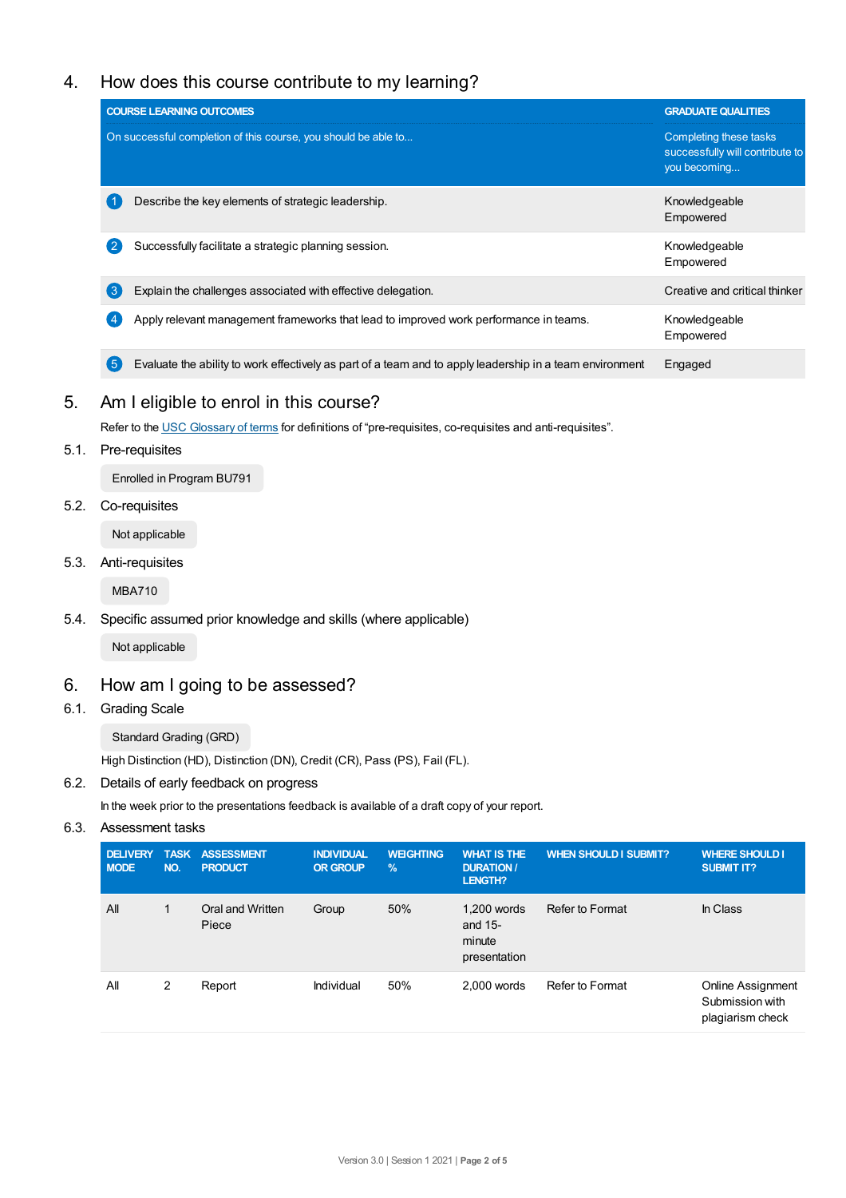## 4. How does this course contribute to my learning?

| COURSE LEARNING OUTCOMES<br>On successful completion of this course, you should be able to... | GRADUATE QUALITIES<br>Completing these tasks successfully will contribute to you becoming... |
|---|---|
| 1 Describe the key elements of strategic leadership. | Knowledgeable<br>Empowered |
| 2 Successfully facilitate a strategic planning session. | Knowledgeable<br>Empowered |
| 3 Explain the challenges associated with effective delegation. | Creative and critical thinker |
| 4 Apply relevant management frameworks that lead to improved work performance in teams. | Knowledgeable<br>Empowered |
| 5 Evaluate the ability to work effectively as part of a team and to apply leadership in a team environment | Engaged |

## 5. Am I eligible to enrol in this course?

Refer to the [USC Glossary of terms](USC Glossary of terms) for definitions of "pre-requisites, co-requisites and anti-requisites".

### 5.1. Pre-requisites

Enrolled in Program BU791

### 5.2. Co-requisites

Not applicable

### 5.3. Anti-requisites

MBA710

### 5.4. Specific assumed prior knowledge and skills (where applicable)

Not applicable

## 6. How am I going to be assessed?

### 6.1. Grading Scale

Standard Grading (GRD)

High Distinction (HD), Distinction (DN), Credit (CR), Pass (PS), Fail (FL).

### 6.2. Details of early feedback on progress

In the week prior to the presentations feedback is available of a draft copy of your report.

### 6.3. Assessment tasks

| DELIVERY MODE | TASK NO. | ASSESSMENT PRODUCT | INDIVIDUAL OR GROUP | WEIGHTING % | WHAT IS THE DURATION / LENGTH? | WHEN SHOULD I SUBMIT? | WHERE SHOULD I SUBMIT IT? |
|---|---|---|---|---|---|---|---|
| All | 1 | Oral and Written Piece | Group | 50% | 1,200 words and 15-minute presentation | Refer to Format | In Class |
| All | 2 | Report | Individual | 50% | 2,000 words | Refer to Format | Online Assignment Submission with plagiarism check |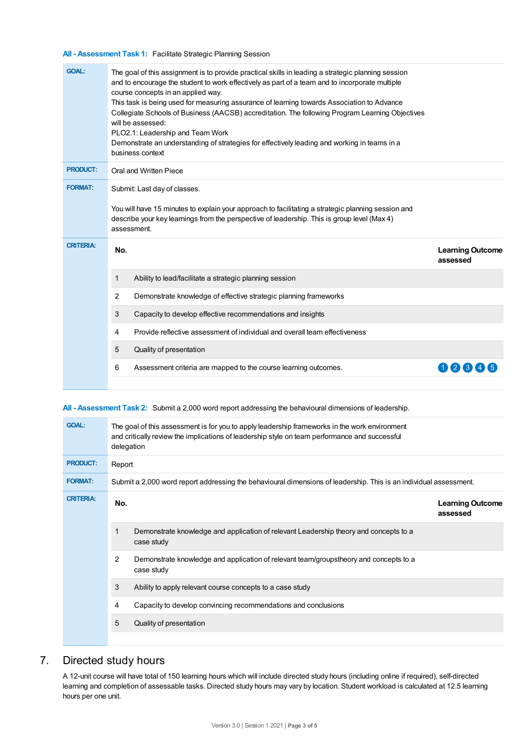**All - Assessment Task 1:** Facilitate Strategic Planning Session

| | |
|---|---|
| **GOAL:** | The goal of this assignment is to provide practical skills in leading a strategic planning session and to encourage the student to work effectively as part of a team and to incorporate multiple course concepts in an applied way. This task is being used for measuring assurance of learning towards Association to Advance Collegiate Schools of Business (AACSB) accreditation. The following Program Learning Objectives will be assessed: PLO2.1: Leadership and Team Work Demonstrate an understanding of strategies for effectively leading and working in teams in a business context |
| **PRODUCT:** | Oral and Written Piece |
| **FORMAT:** | Submit: Last day of classes. You will have 15 minutes to explain your approach to facilitating a strategic planning session and describe your key learnings from the perspective of leadership. This is group level (Max 4) assessment. |

**CRITERIA:**

| No. | | Learning Outcome assessed |
|---|---|---|
| 1 | Ability to lead/facilitate a strategic planning session | |
| 2 | Demonstrate knowledge of effective strategic planning frameworks | |
| 3 | Capacity to develop effective recommendations and insights | |
| 4 | Provide reflective assessment of individual and overall team effectiveness | |
| 5 | Quality of presentation | |
| 6 | Assessment criteria are mapped to the course learning outcomes. | 1 2 3 4 5 |

**All - Assessment Task 2:** Submit a 2,000 word report addressing the behavioural dimensions of leadership.

| | |
|---|---|
| **GOAL:** | The goal of this assessment is for you to apply leadership frameworks in the work environment and critically review the implications of leadership style on team performance and successful delegation |
| **PRODUCT:** | Report |
| **FORMAT:** | Submit a 2,000 word report addressing the behavioural dimensions of leadership. This is an individual assessment. |

**CRITERIA:**

| No. | | Learning Outcome assessed |
|---|---|---|
| 1 | Demonstrate knowledge and application of relevant Leadership theory and concepts to a case study | |
| 2 | Demonstrate knowledge and application of relevant team/groupstheory and concepts to a case study | |
| 3 | Ability to apply relevant course concepts to a case study | |
| 4 | Capacity to develop convincing recommendations and conclusions | |
| 5 | Quality of presentation | |

## 7. Directed study hours

A 12-unit course will have total of 150 learning hours which will include directed study hours (including online if required), self-directed learning and completion of assessable tasks. Directed study hours may vary by location. Student workload is calculated at 12.5 learning hours per one unit.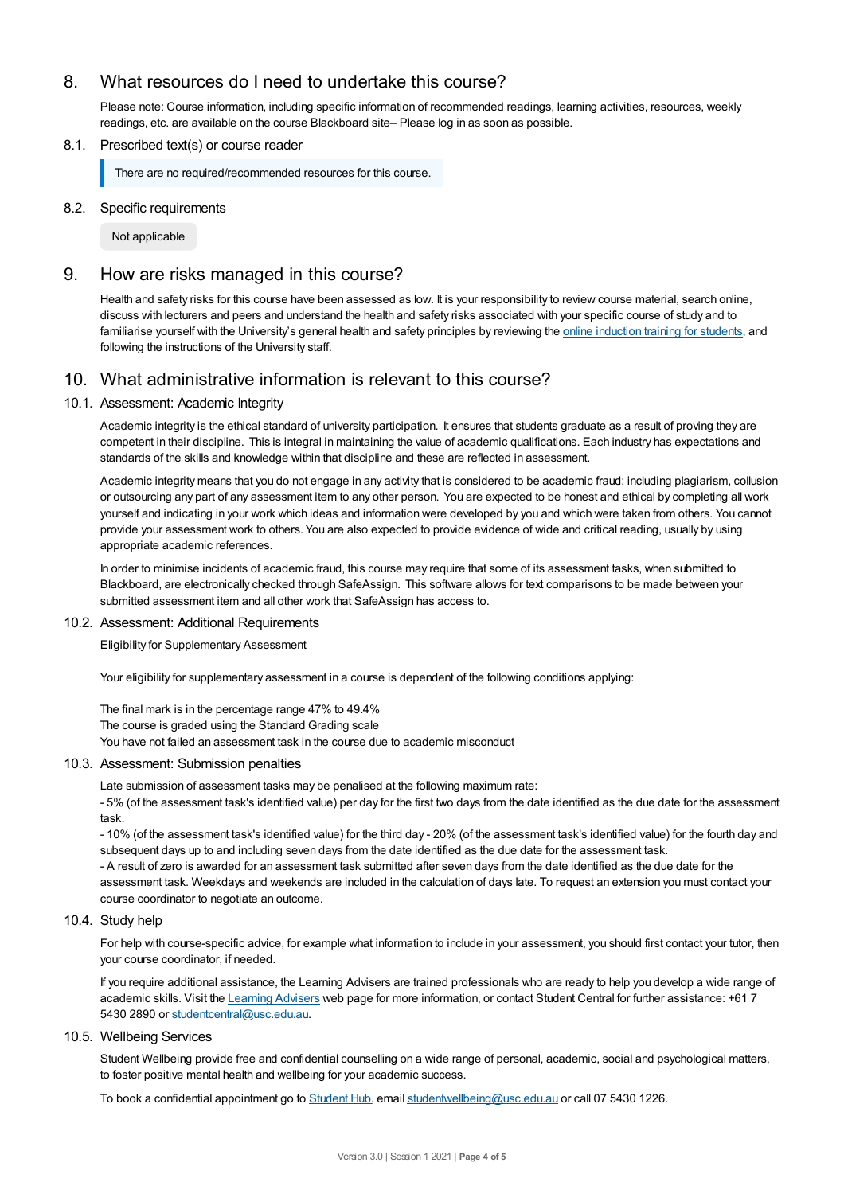## 8. What resources do I need to undertake this course?

Please note: Course information, including specific information of recommended readings, learning activities, resources, weekly readings, etc. are available on the course Blackboard site– Please log in as soon as possible.

### 8.1. Prescribed text(s) or course reader

There are no required/recommended resources for this course.

### 8.2. Specific requirements

Not applicable

## 9. How are risks managed in this course?

Health and safety risks for this course have been assessed as low. It is your responsibility to review course material, search online, discuss with lecturers and peers and understand the health and safety risks associated with your specific course of study and to familiarise yourself with the University's general health and safety principles by reviewing the online induction training for students, and following the instructions of the University staff.

## 10. What administrative information is relevant to this course?

### 10.1. Assessment: Academic Integrity

Academic integrity is the ethical standard of university participation. It ensures that students graduate as a result of proving they are competent in their discipline. This is integral in maintaining the value of academic qualifications. Each industry has expectations and standards of the skills and knowledge within that discipline and these are reflected in assessment.

Academic integrity means that you do not engage in any activity that is considered to be academic fraud; including plagiarism, collusion or outsourcing any part of any assessment item to any other person. You are expected to be honest and ethical by completing all work yourself and indicating in your work which ideas and information were developed by you and which were taken from others. You cannot provide your assessment work to others. You are also expected to provide evidence of wide and critical reading, usually by using appropriate academic references.

In order to minimise incidents of academic fraud, this course may require that some of its assessment tasks, when submitted to Blackboard, are electronically checked through SafeAssign. This software allows for text comparisons to be made between your submitted assessment item and all other work that SafeAssign has access to.

### 10.2. Assessment: Additional Requirements

Eligibility for Supplementary Assessment

Your eligibility for supplementary assessment in a course is dependent of the following conditions applying:

The final mark is in the percentage range 47% to 49.4%
The course is graded using the Standard Grading scale
You have not failed an assessment task in the course due to academic misconduct

### 10.3. Assessment: Submission penalties

Late submission of assessment tasks may be penalised at the following maximum rate:
- 5% (of the assessment task's identified value) per day for the first two days from the date identified as the due date for the assessment task.
- 10% (of the assessment task's identified value) for the third day - 20% (of the assessment task's identified value) for the fourth day and subsequent days up to and including seven days from the date identified as the due date for the assessment task.
- A result of zero is awarded for an assessment task submitted after seven days from the date identified as the due date for the assessment task. Weekdays and weekends are included in the calculation of days late. To request an extension you must contact your course coordinator to negotiate an outcome.

### 10.4. Study help

For help with course-specific advice, for example what information to include in your assessment, you should first contact your tutor, then your course coordinator, if needed.

If you require additional assistance, the Learning Advisers are trained professionals who are ready to help you develop a wide range of academic skills. Visit the Learning Advisers web page for more information, or contact Student Central for further assistance: +61 7 5430 2890 or studentcentral@usc.edu.au.

### 10.5. Wellbeing Services

Student Wellbeing provide free and confidential counselling on a wide range of personal, academic, social and psychological matters, to foster positive mental health and wellbeing for your academic success.

To book a confidential appointment go to Student Hub, email studentwellbeing@usc.edu.au or call 07 5430 1226.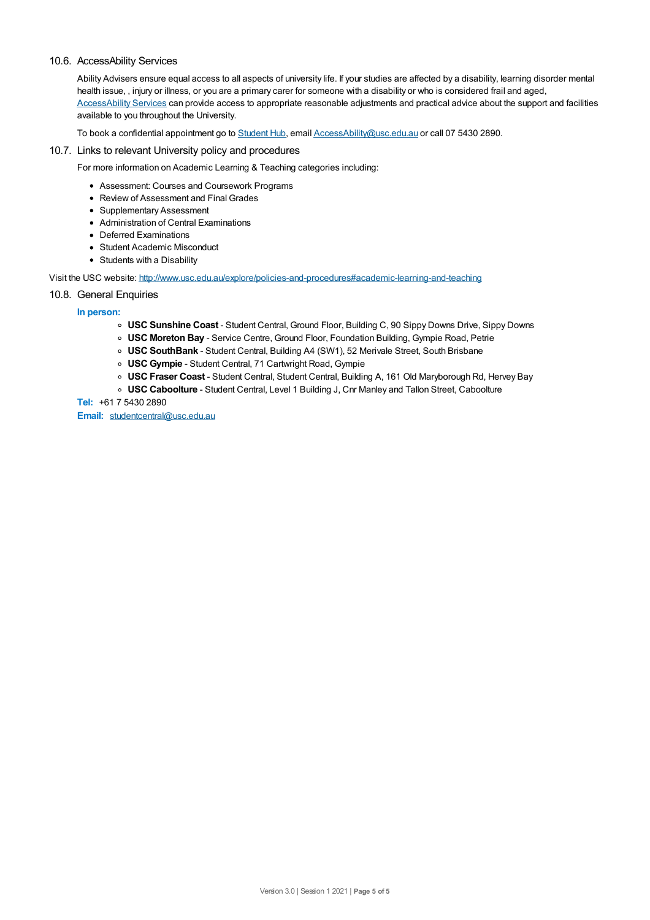### 10.6. AccessAbility Services

Ability Advisers ensure equal access to all aspects of university life. If your studies are affected by a disability, learning disorder mental health issue, , injury or illness, or you are a primary carer for someone with a disability or who is considered frail and aged, AccessAbility Services can provide access to appropriate reasonable adjustments and practical advice about the support and facilities available to you throughout the University.

To book a confidential appointment go to Student Hub, email AccessAbility@usc.edu.au or call 07 5430 2890.

### 10.7. Links to relevant University policy and procedures

For more information on Academic Learning & Teaching categories including:

- Assessment: Courses and Coursework Programs
- Review of Assessment and Final Grades
- Supplementary Assessment
- Administration of Central Examinations
- Deferred Examinations
- Student Academic Misconduct
- Students with a Disability

Visit the USC website: http://www.usc.edu.au/explore/policies-and-procedures#academic-learning-and-teaching

### 10.8. General Enquiries

**In person:**

- **USC Sunshine Coast** - Student Central, Ground Floor, Building C, 90 Sippy Downs Drive, Sippy Downs
- **USC Moreton Bay** - Service Centre, Ground Floor, Foundation Building, Gympie Road, Petrie
- **USC SouthBank** - Student Central, Building A4 (SW1), 52 Merivale Street, South Brisbane
- **USC Gympie** - Student Central, 71 Cartwright Road, Gympie
- **USC Fraser Coast** - Student Central, Student Central, Building A, 161 Old Maryborough Rd, Hervey Bay
- **USC Caboolture** - Student Central, Level 1 Building J, Cnr Manley and Tallon Street, Caboolture

**Tel:** +61 7 5430 2890

**Email:** studentcentral@usc.edu.au